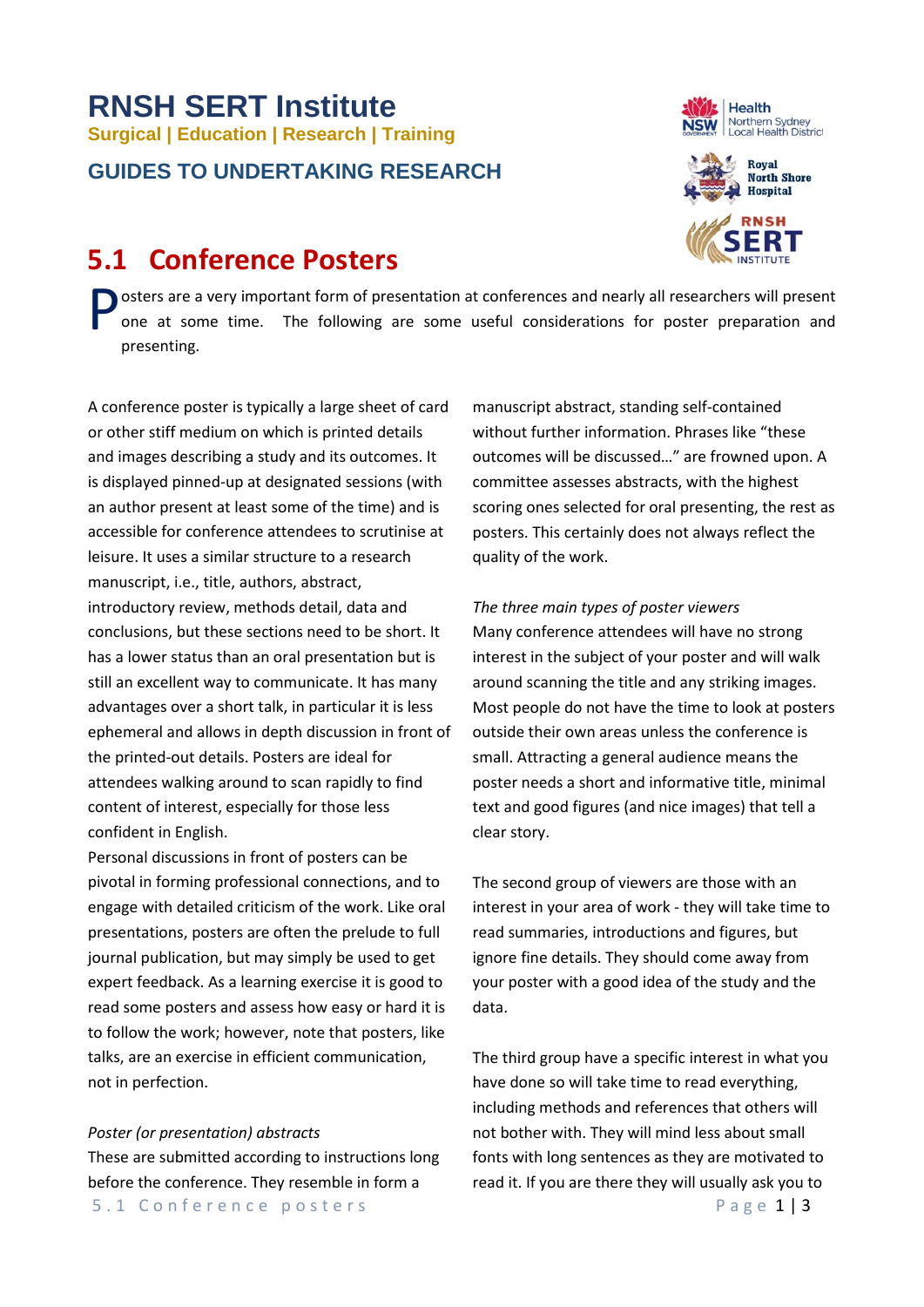# RNSH SERT Institute

**Surgical | Education | Research | Training**

## GUIDES TO UNDERTAKING RESEARCH

## 5.1 Conference Posters

Posters are a very important form of presentation at conferences and nearly all researchers will present one at some time. The following are some useful considerations for poster preparation and presenting.

A conference poster is typically a large sheet of card or other stiff medium on which is printed details and images describing a study and its outcomes. It is displayed pinned-up at designated sessions (with an author present at least some of the time) and is accessible for conference attendees to scrutinise at leisure. It uses a similar structure to a research manuscript, i.e., title, authors, abstract, introductory review, methods detail, data and conclusions, but these sections need to be short. It has a lower status than an oral presentation but is still an excellent way to communicate. It has many advantages over a short talk, in particular it is less ephemeral and allows in depth discussion in front of the printed-out details. Posters are ideal for attendees walking around to scan rapidly to find content of interest, especially for those less confident in English.

Personal discussions in front of posters can be pivotal in forming professional connections, and to engage with detailed criticism of the work. Like oral presentations, posters are often the prelude to full journal publication, but may simply be used to get expert feedback. As a learning exercise it is good to read some posters and assess how easy or hard it is to follow the work; however, note that posters, like talks, are an exercise in efficient communication, not in perfection.

*Poster (or presentation) abstracts*

These are submitted according to instructions long before the conference. They resemble in form a manuscript abstract, standing self-contained without further information. Phrases like "these outcomes will be discussed…" are frowned upon. A committee assesses abstracts, with the highest scoring ones selected for oral presenting, the rest as posters. This certainly does not always reflect the quality of the work.

*The three main types of poster viewers*

Many conference attendees will have no strong interest in the subject of your poster and will walk around scanning the title and any striking images. Most people do not have the time to look at posters outside their own areas unless the conference is small. Attracting a general audience means the poster needs a short and informative title, minimal text and good figures (and nice images) that tell a clear story.

The second group of viewers are those with an interest in your area of work - they will take time to read summaries, introductions and figures, but ignore fine details. They should come away from your poster with a good idea of the study and the data.

The third group have a specific interest in what you have done so will take time to read everything, including methods and references that others will not bother with. They will mind less about small fonts with long sentences as they are motivated to read it. If you are there they will usually ask you to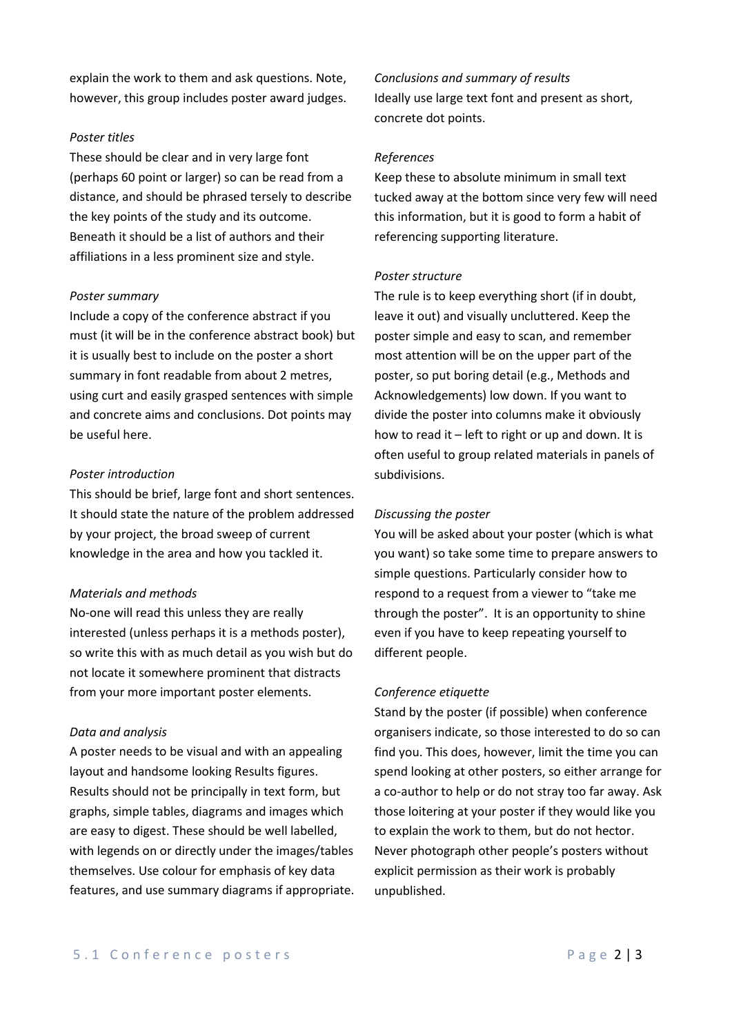explain the work to them and ask questions. Note, however, this group includes poster award judges.

*Poster titles*

These should be clear and in very large font (perhaps 60 point or larger) so can be read from a distance, and should be phrased tersely to describe the key points of the study and its outcome. Beneath it should be a list of authors and their affiliations in a less prominent size and style.

*Poster summary*

Include a copy of the conference abstract if you must (it will be in the conference abstract book) but it is usually best to include on the poster a short summary in font readable from about 2 metres, using curt and easily grasped sentences with simple and concrete aims and conclusions. Dot points may be useful here.

*Poster introduction*

This should be brief, large font and short sentences. It should state the nature of the problem addressed by your project, the broad sweep of current knowledge in the area and how you tackled it.

*Materials and methods*

No-one will read this unless they are really interested (unless perhaps it is a methods poster), so write this with as much detail as you wish but do not locate it somewhere prominent that distracts from your more important poster elements.

*Data and analysis*

A poster needs to be visual and with an appealing layout and handsome looking Results figures. Results should not be principally in text form, but graphs, simple tables, diagrams and images which are easy to digest. These should be well labelled, with legends on or directly under the images/tables themselves. Use colour for emphasis of key data features, and use summary diagrams if appropriate.

*Conclusions and summary of results*

Ideally use large text font and present as short, concrete dot points.

*References*

Keep these to absolute minimum in small text tucked away at the bottom since very few will need this information, but it is good to form a habit of referencing supporting literature.

*Poster structure*

The rule is to keep everything short (if in doubt, leave it out) and visually uncluttered. Keep the poster simple and easy to scan, and remember most attention will be on the upper part of the poster, so put boring detail (e.g., Methods and Acknowledgements) low down. If you want to divide the poster into columns make it obviously how to read it – left to right or up and down. It is often useful to group related materials in panels of subdivisions.

*Discussing the poster*

You will be asked about your poster (which is what you want) so take some time to prepare answers to simple questions. Particularly consider how to respond to a request from a viewer to "take me through the poster". It is an opportunity to shine even if you have to keep repeating yourself to different people.

*Conference etiquette*

Stand by the poster (if possible) when conference organisers indicate, so those interested to do so can find you. This does, however, limit the time you can spend looking at other posters, so either arrange for a co-author to help or do not stray too far away. Ask those loitering at your poster if they would like you to explain the work to them, but do not hector. Never photograph other people's posters without explicit permission as their work is probably unpublished.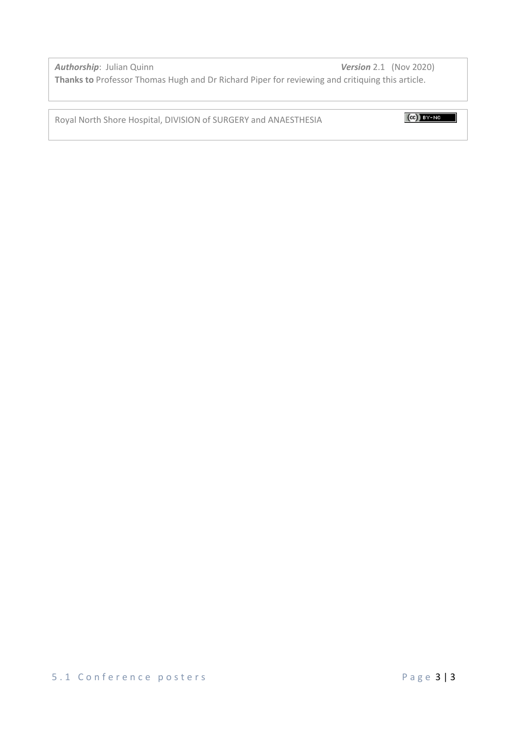***Authorship***: Julian Quinn ***Version*** 2.1 (Nov 2020)
**Thanks to** Professor Thomas Hugh and Dr Richard Piper for reviewing and critiquing this article.

Royal North Shore Hospital, DIVISION of SURGERY and ANAESTHESIA

(cc) BY-NC